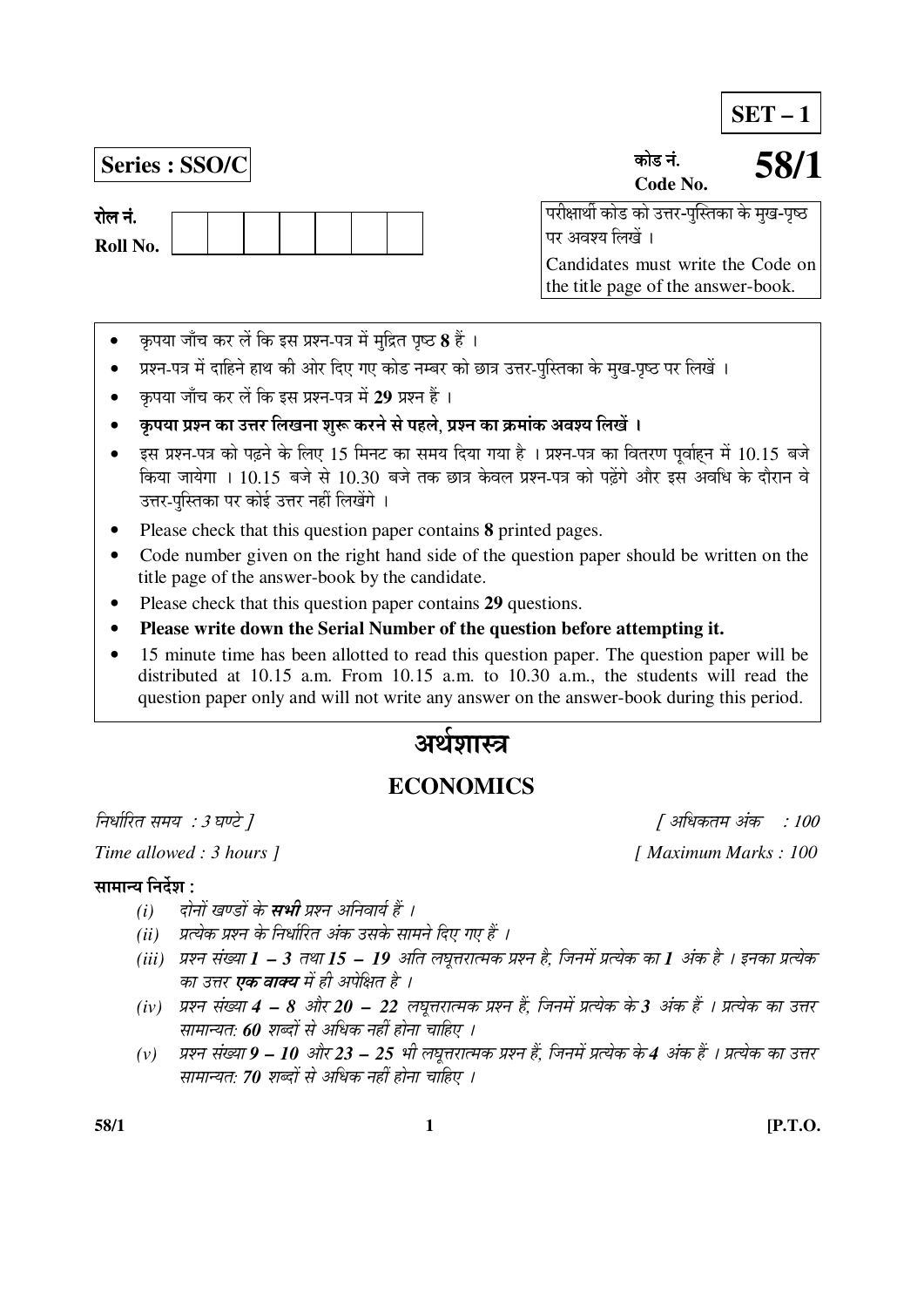**SET – 1**

**Series : SSO/C**

कोड नं.
Code No. **58/1**

रोल नं.
Roll No. | | | | | | | | |

परीक्षार्थी कोड को उत्तर-पुस्तिका के मुख-पृष्ठ पर अवश्य लिखें ।
Candidates must write the Code on the title page of the answer-book.

- कृपया जाँच कर लें कि इस प्रश्न-पत्र में मुद्रित पृष्ठ **8** हैं ।
- प्रश्न-पत्र में दाहिने हाथ की ओर दिए गए कोड नम्बर को छात्र उत्तर-पुस्तिका के मुख-पृष्ठ पर लिखें ।
- कृपया जाँच कर लें कि इस प्रश्न-पत्र में **29** प्रश्न हैं ।
- **कृपया प्रश्न का उत्तर लिखना शुरू करने से पहले, प्रश्न का क्रमांक अवश्य लिखें ।**
- इस प्रश्न-पत्र को पढ़ने के लिए 15 मिनट का समय दिया गया है । प्रश्न-पत्र का वितरण पूर्वाह्न में 10.15 बजे किया जायेगा । 10.15 बजे से 10.30 बजे तक छात्र केवल प्रश्न-पत्र को पढ़ेंगे और इस अवधि के दौरान वे उत्तर-पुस्तिका पर कोई उत्तर नहीं लिखेंगे ।
- Please check that this question paper contains **8** printed pages.
- Code number given on the right hand side of the question paper should be written on the title page of the answer-book by the candidate.
- Please check that this question paper contains **29** questions.
- **Please write down the Serial Number of the question before attempting it.**
- 15 minute time has been allotted to read this question paper. The question paper will be distributed at 10.15 a.m. From 10.15 a.m. to 10.30 a.m., the students will read the question paper only and will not write any answer on the answer-book during this period.

# अर्थशास्त्र

# ECONOMICS

*निर्धारित समय : 3 घण्टे ]* *[ अधिकतम अंक : 100*

*Time allowed : 3 hours ]* *[ Maximum Marks : 100*

**सामान्य निर्देश :**

*(i) दोनों खण्डों के **सभी** प्रश्न अनिवार्य हैं ।*

*(ii) प्रत्येक प्रश्न के निर्धारित अंक उसके सामने दिए गए हैं ।*

*(iii) प्रश्न संख्या **1 – 3** तथा **15 – 19** अति लघूत्तरात्मक प्रश्न है, जिनमें प्रत्येक का **1** अंक है । इनका प्रत्येक का उत्तर **एक वाक्य** में ही अपेक्षित है ।*

*(iv) प्रश्न संख्या **4 – 8** और **20 – 22** लघूत्तरात्मक प्रश्न हैं, जिनमें प्रत्येक के **3** अंक हैं । प्रत्येक का उत्तर सामान्यत: **60** शब्दों से अधिक नहीं होना चाहिए ।*

*(v) प्रश्न संख्या **9 – 10** और **23 – 25** भी लघूत्तरात्मक प्रश्न हैं, जिनमें प्रत्येक के **4** अंक हैं । प्रत्येक का उत्तर सामान्यत: **70** शब्दों से अधिक नहीं होना चाहिए ।*

[P.T.O.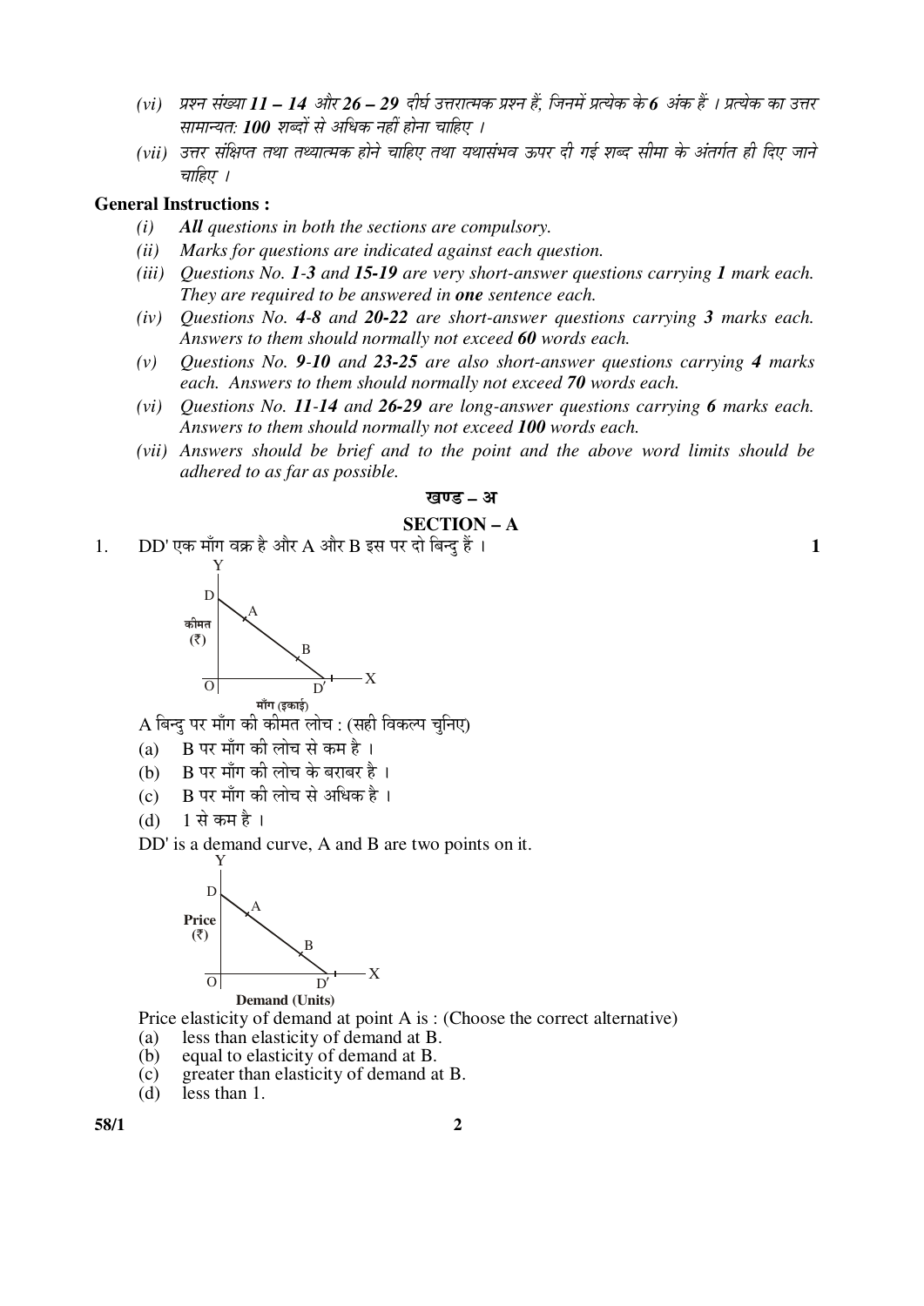(vi) प्रश्न संख्या **11 – 14** और **26 – 29** दीर्घ उत्तरात्मक प्रश्न हैं, जिनमें प्रत्येक के **6** अंक हैं । प्रत्येक का उत्तर सामान्यत: **100** शब्दों से अधिक नहीं होना चाहिए ।

(vii) उत्तर संक्षिप्त तथा तथ्यात्मक होने चाहिए तथा यथासंभव ऊपर दी गई शब्द सीमा के अंतर्गत ही दिए जाने चाहिए ।

**General Instructions :**

*(i)* ***All** questions in both the sections are compulsory.*

*(ii)* *Marks for questions are indicated against each question.*

*(iii)* *Questions No. **1-3** and **15-19** are very short-answer questions carrying **1** mark each. They are required to be answered in **one** sentence each.*

*(iv)* *Questions No. **4-8** and **20-22** are short-answer questions carrying **3** marks each. Answers to them should normally not exceed **60** words each.*

*(v)* *Questions No. **9-10** and **23-25** are also short-answer questions carrying **4** marks each. Answers to them should normally not exceed **70** words each.*

*(vi)* *Questions No. **11-14** and **26-29** are long-answer questions carrying **6** marks each. Answers to them should normally not exceed **100** words each.*

*(vii)* *Answers should be brief and to the point and the above word limits should be adhered to as far as possible.*

## खण्ड – अ

## SECTION – A

1. DD' एक माँग वक्र है और A और B इस पर दो बिन्दु हैं । **1**

A बिन्दु पर माँग की कीमत लोच : (सही विकल्प चुनिए)

(a) B पर माँग की लोच से कम है ।

(b) B पर माँग की लोच के बराबर है ।

(c) B पर माँग की लोच से अधिक है ।

(d) 1 से कम है ।

DD' is a demand curve, A and B are two points on it.

Price elasticity of demand at point A is : (Choose the correct alternative)

(a) less than elasticity of demand at B.

(b) equal to elasticity of demand at B.

(c) greater than elasticity of demand at B.

(d) less than 1.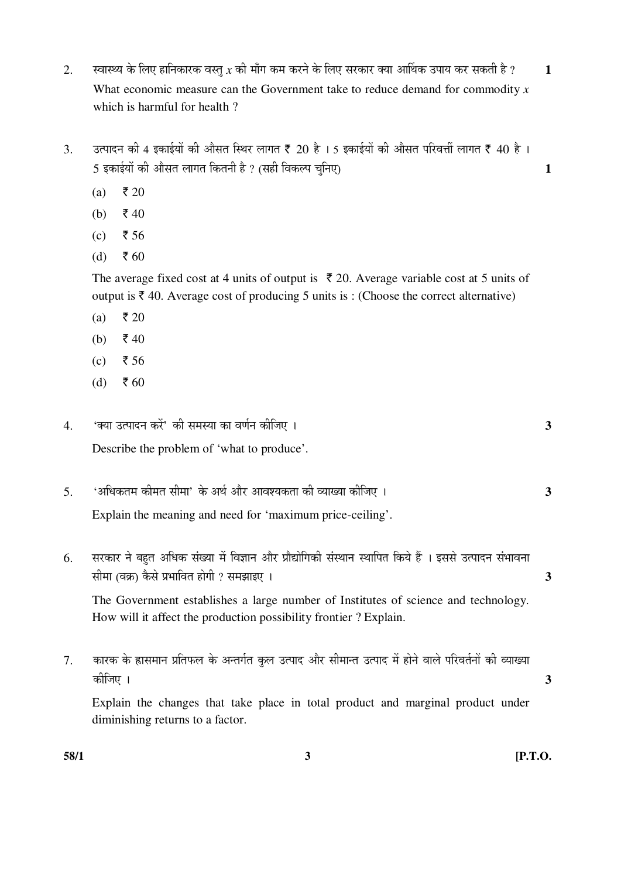2. स्वास्थ्य के लिए हानिकारक वस्तु $x$ की माँग कम करने के लिए सरकार क्या आर्थिक उपाय कर सकती है ? **1**

   What economic measure can the Government take to reduce demand for commodity $x$ which is harmful for health ?

3. उत्पादन की 4 इकाईयों की औसत स्थिर लागत ₹ 20 है । 5 इकाईयों की औसत परिवर्त्ती लागत ₹ 40 है । 5 इकाईयों की औसत लागत कितनी है ? (सही विकल्प चुनिए) **1**

   (a) ₹ 20

   (b) ₹ 40

   (c) ₹ 56

   (d) ₹ 60

   The average fixed cost at 4 units of output is ₹ 20. Average variable cost at 5 units of output is ₹ 40. Average cost of producing 5 units is : (Choose the correct alternative)

   (a) ₹ 20

   (b) ₹ 40

   (c) ₹ 56

   (d) ₹ 60

4. 'क्या उत्पादन करें' की समस्या का वर्णन कीजिए । **3**

   Describe the problem of 'what to produce'.

5. 'अधिकतम कीमत सीमा' के अर्थ और आवश्यकता की व्याख्या कीजिए । **3**

   Explain the meaning and need for 'maximum price-ceiling'.

6. सरकार ने बहुत अधिक संख्या में विज्ञान और प्रौद्योगिकी संस्थान स्थापित किये हैं । इससे उत्पादन संभावना सीमा (वक्र) कैसे प्रभावित होगी ? समझाइए । **3**

   The Government establishes a large number of Institutes of science and technology. How will it affect the production possibility frontier ? Explain.

7. कारक के ह्रासमान प्रतिफल के अन्तर्गत कुल उत्पाद और सीमान्त उत्पाद में होने वाले परिवर्तनों की व्याख्या कीजिए । **3**

   Explain the changes that take place in total product and marginal product under diminishing returns to a factor.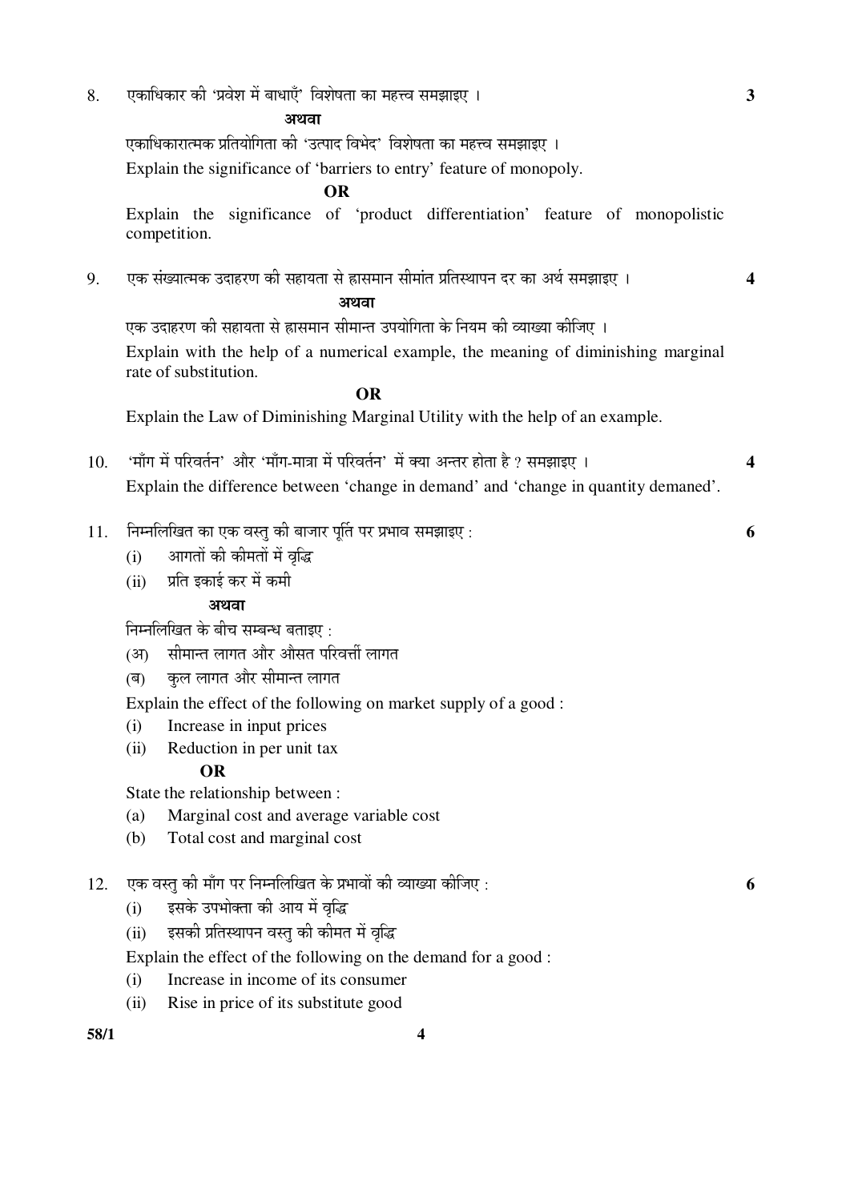8. एकाधिकार की 'प्रवेश में बाधाएँ' विशेषता का महत्त्व समझाइए । **3**

**अथवा**

एकाधिकारात्मक प्रतियोगिता की 'उत्पाद विभेद' विशेषता का महत्त्व समझाइए ।

Explain the significance of 'barriers to entry' feature of monopoly.

**OR**

Explain the significance of 'product differentiation' feature of monopolistic competition.

9. एक संख्यात्मक उदाहरण की सहायता से ह्रासमान सीमांत प्रतिस्थापन दर का अर्थ समझाइए । **4**

**अथवा**

एक उदाहरण की सहायता से ह्रासमान सीमान्त उपयोगिता के नियम की व्याख्या कीजिए ।

Explain with the help of a numerical example, the meaning of diminishing marginal rate of substitution.

**OR**

Explain the Law of Diminishing Marginal Utility with the help of an example.

10. 'माँग में परिवर्तन' और 'माँग-मात्रा में परिवर्तन' में क्या अन्तर होता है ? समझाइए । **4**

Explain the difference between 'change in demand' and 'change in quantity demaned'.

11. निम्नलिखित का एक वस्तु की बाजार पूर्ति पर प्रभाव समझाइए : **6**

(i) आगतों की कीमतों में वृद्धि

(ii) प्रति इकाई कर में कमी

**अथवा**

निम्नलिखित के बीच सम्बन्ध बताइए :

(अ) सीमान्त लागत और औसत परिवर्त्ती लागत

(ब) कुल लागत और सीमान्त लागत

Explain the effect of the following on market supply of a good :

(i) Increase in input prices

(ii) Reduction in per unit tax

**OR**

State the relationship between :

(a) Marginal cost and average variable cost

(b) Total cost and marginal cost

12. एक वस्तु की माँग पर निम्नलिखित के प्रभावों की व्याख्या कीजिए : **6**

(i) इसके उपभोक्ता की आय में वृद्धि

(ii) इसकी प्रतिस्थापन वस्तु की कीमत में वृद्धि

Explain the effect of the following on the demand for a good :

(i) Increase in income of its consumer

(ii) Rise in price of its substitute good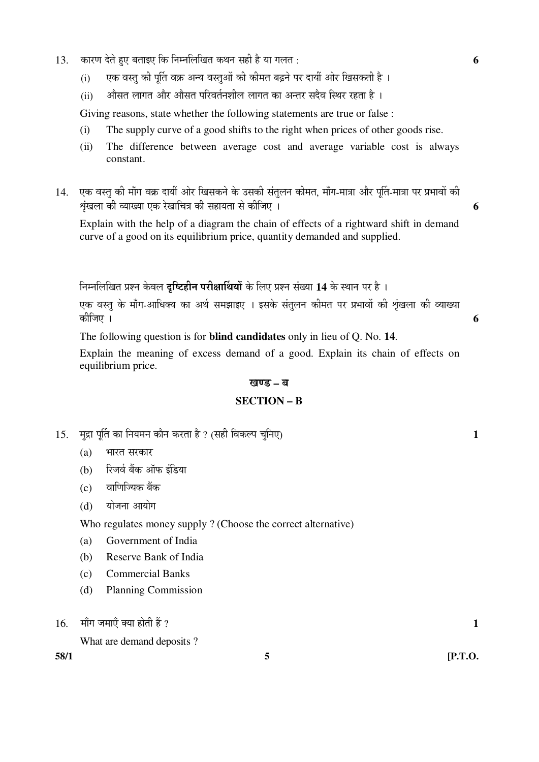13. कारण देते हुए बताइए कि निम्नलिखित कथन सही है या गलत : **6**

    (i) एक वस्तु की पूर्ति वक्र अन्य वस्तुओं की कीमत बढ़ने पर दायीं ओर खिसकती है ।

    (ii) औसत लागत और औसत परिवर्तनशील लागत का अन्तर सदैव स्थिर रहता है ।

    Giving reasons, state whether the following statements are true or false :

    (i) The supply curve of a good shifts to the right when prices of other goods rise.

    (ii) The difference between average cost and average variable cost is always constant.

14. एक वस्तु की माँग वक्र दायीं ओर खिसकने के उसकी संतुलन कीमत, माँग-मात्रा और पूर्ति-मात्रा पर प्रभावों की शृंखला की व्याख्या एक रेखाचित्र की सहायता से कीजिए । **6**

    Explain with the help of a diagram the chain of effects of a rightward shift in demand curve of a good on its equilibrium price, quantity demanded and supplied.

निम्नलिखित प्रश्न केवल **दृष्टिहीन परीक्षार्थियों** के लिए प्रश्न संख्या **14** के स्थान पर है ।

एक वस्तु के माँग-आधिक्य का अर्थ समझाइए । इसके संतुलन कीमत पर प्रभावों की शृंखला की व्याख्या कीजिए । **6**

The following question is for **blind candidates** only in lieu of Q. No. **14**.

Explain the meaning of excess demand of a good. Explain its chain of effects on equilibrium price.

## खण्ड – ब

## SECTION – B

15. मुद्रा पूर्ति का नियमन कौन करता है ? (सही विकल्प चुनिए) **1**

    (a) भारत सरकार

    (b) रिजर्व बैंक ऑफ इंडिया

    (c) वाणिज्यिक बैंक

    (d) योजना आयोग

    Who regulates money supply ? (Choose the correct alternative)

    (a) Government of India

    (b) Reserve Bank of India

    (c) Commercial Banks

    (d) Planning Commission

16. माँग जमाएँ क्या होती हैं ? **1**

    What are demand deposits ?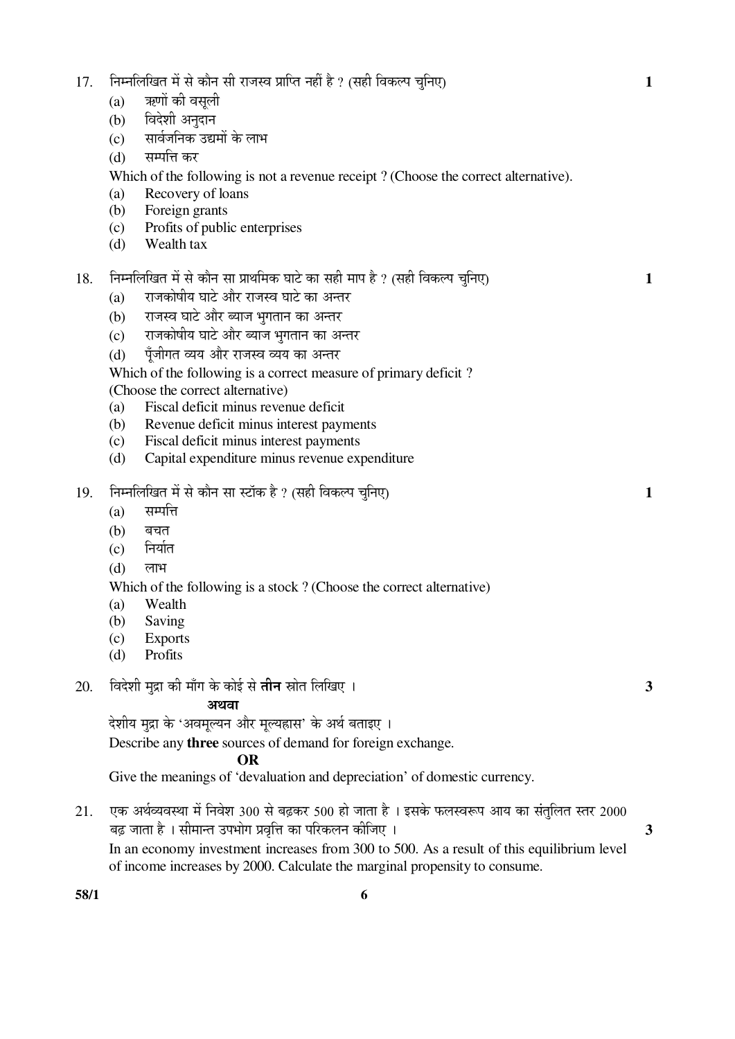17. निम्नलिखित में से कौन सी राजस्व प्राप्ति नहीं है ? (सही विकल्प चुनिए) **1**
    (a) ऋणों की वसूली
    (b) विदेशी अनुदान
    (c) सार्वजनिक उद्यमों के लाभ
    (d) सम्पत्ति कर

    Which of the following is not a revenue receipt ? (Choose the correct alternative).
    (a) Recovery of loans
    (b) Foreign grants
    (c) Profits of public enterprises
    (d) Wealth tax

18. निम्नलिखित में से कौन सा प्राथमिक घाटे का सही माप है ? (सही विकल्प चुनिए) **1**
    (a) राजकोषीय घाटे और राजस्व घाटे का अन्तर
    (b) राजस्व घाटे और ब्याज भुगतान का अन्तर
    (c) राजकोषीय घाटे और ब्याज भुगतान का अन्तर
    (d) पूँजीगत व्यय और राजस्व व्यय का अन्तर

    Which of the following is a correct measure of primary deficit ?
    (Choose the correct alternative)
    (a) Fiscal deficit minus revenue deficit
    (b) Revenue deficit minus interest payments
    (c) Fiscal deficit minus interest payments
    (d) Capital expenditure minus revenue expenditure

19. निम्नलिखित में से कौन सा स्टॉक है ? (सही विकल्प चुनिए) **1**
    (a) सम्पत्ति
    (b) बचत
    (c) निर्यात
    (d) लाभ

    Which of the following is a stock ? (Choose the correct alternative)
    (a) Wealth
    (b) Saving
    (c) Exports
    (d) Profits

20. विदेशी मुद्रा की माँग के कोई से **तीन** स्रोत लिखिए । **3**

    **अथवा**

    देशीय मुद्रा के 'अवमूल्यन और मूल्यह्रास' के अर्थ बताइए ।

    Describe any **three** sources of demand for foreign exchange.

    **OR**

    Give the meanings of 'devaluation and depreciation' of domestic currency.

21. एक अर्थव्यवस्था में निवेश 300 से बढ़कर 500 हो जाता है । इसके फलस्वरूप आय का संतुलित स्तर 2000 बढ़ जाता है । सीमान्त उपभोग प्रवृत्ति का परिकलन कीजिए । **3**

    In an economy investment increases from 300 to 500. As a result of this equilibrium level of income increases by 2000. Calculate the marginal propensity to consume.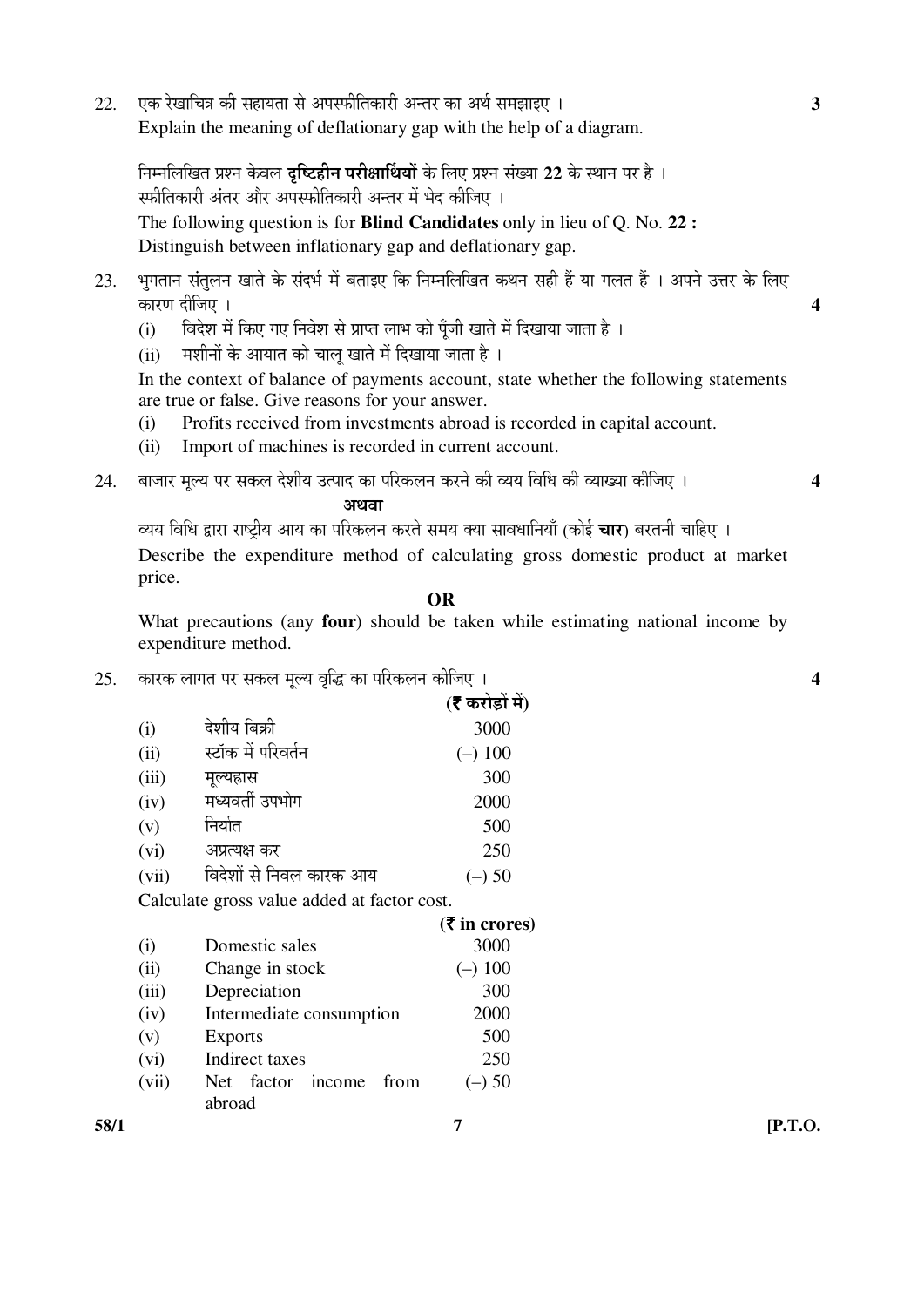22. एक रेखाचित्र की सहायता से अपस्फीतिकारी अन्तर का अर्थ समझाइए । **3**

Explain the meaning of deflationary gap with the help of a diagram.

निम्नलिखित प्रश्न केवल **दृष्टिहीन परीक्षार्थियों** के लिए प्रश्न संख्या **22** के स्थान पर है ।
स्फीतिकारी अंतर और अपस्फीतिकारी अन्तर में भेद कीजिए ।

The following question is for **Blind Candidates** only in lieu of Q. No. **22 :**
Distinguish between inflationary gap and deflationary gap.

23. भुगतान संतुलन खाते के संदर्भ में बताइए कि निम्नलिखित कथन सही हैं या गलत हैं । अपने उत्तर के लिए कारण दीजिए । **4**

(i) विदेश में किए गए निवेश से प्राप्त लाभ को पूँजी खाते में दिखाया जाता है ।
(ii) मशीनों के आयात को चालू खाते में दिखाया जाता है ।

In the context of balance of payments account, state whether the following statements are true or false. Give reasons for your answer.

(i) Profits received from investments abroad is recorded in capital account.
(ii) Import of machines is recorded in current account.

24. बाजार मूल्य पर सकल देशीय उत्पाद का परिकलन करने की व्यय विधि की व्याख्या कीजिए । **4**

**अथवा**

व्यय विधि द्वारा राष्ट्रीय आय का परिकलन करते समय क्या सावधानियाँ (कोई **चार**) बरतनी चाहिए ।

Describe the expenditure method of calculating gross domestic product at market price.

**OR**

What precautions (any **four**) should be taken while estimating national income by expenditure method.

25. कारक लागत पर सकल मूल्य वृद्धि का परिकलन कीजिए । **4**

| | | (₹ करोड़ों में) |
|---|---|---|
| (i) | देशीय बिक्री | 3000 |
| (ii) | स्टॉक में परिवर्तन | (–) 100 |
| (iii) | मूल्यह्रास | 300 |
| (iv) | मध्यवर्ती उपभोग | 2000 |
| (v) | निर्यात | 500 |
| (vi) | अप्रत्यक्ष कर | 250 |
| (vii) | विदेशों से निवल कारक आय | (–) 50 |

Calculate gross value added at factor cost.

| | | (₹ in crores) |
|---|---|---|
| (i) | Domestic sales | 3000 |
| (ii) | Change in stock | (–) 100 |
| (iii) | Depreciation | 300 |
| (iv) | Intermediate consumption | 2000 |
| (v) | Exports | 500 |
| (vi) | Indirect taxes | 250 |
| (vii) | Net factor income from abroad | (–) 50 |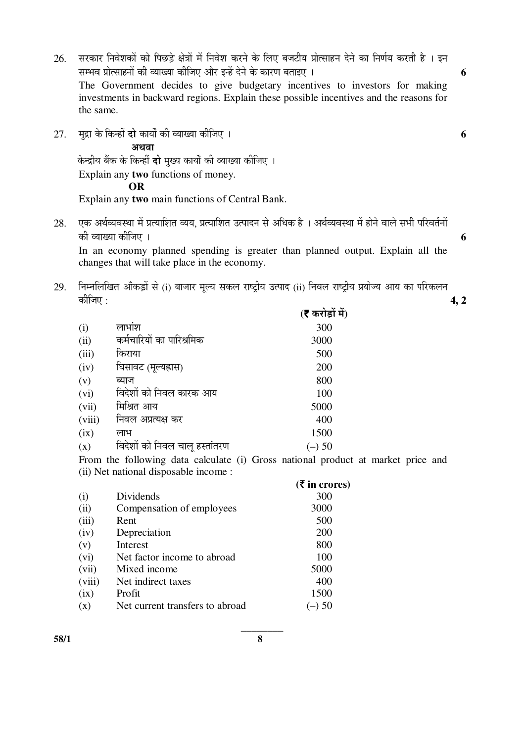26. सरकार निवेशकों को पिछड़े क्षेत्रों में निवेश करने के लिए बजटीय प्रोत्साहन देने का निर्णय करती है । इन सम्भव प्रोत्साहनों की व्याख्या कीजिए और इन्हें देने के कारण बताइए । **6**

    The Government decides to give budgetary incentives to investors for making investments in backward regions. Explain these possible incentives and the reasons for the same.

27. मुद्रा के किन्हीं **दो** कार्यों की व्याख्या कीजिए । **6**

    **अथवा**

    केन्द्रीय बैंक के किन्हीं **दो** मुख्य कार्यों की व्याख्या कीजिए ।

    Explain any **two** functions of money.

    **OR**

    Explain any **two** main functions of Central Bank.

28. एक अर्थव्यवस्था में प्रत्याशित व्यय, प्रत्याशित उत्पादन से अधिक है । अर्थव्यवस्था में होने वाले सभी परिवर्तनों की व्याख्या कीजिए । **6**

    In an economy planned spending is greater than planned output. Explain all the changes that will take place in the economy.

29. निम्नलिखित आँकड़ों से (i) बाजार मूल्य सकल राष्ट्रीय उत्पाद (ii) निवल राष्ट्रीय प्रयोज्य आय का परिकलन कीजिए : **4, 2**

| | | (₹ करोड़ों में) |
|---|---|---|
| (i) | लाभांश | 300 |
| (ii) | कर्मचारियों का पारिश्रमिक | 3000 |
| (iii) | किराया | 500 |
| (iv) | घिसावट (मूल्यह्रास) | 200 |
| (v) | ब्याज | 800 |
| (vi) | विदेशों को निवल कारक आय | 100 |
| (vii) | मिश्रित आय | 5000 |
| (viii) | निवल अप्रत्यक्ष कर | 400 |
| (ix) | लाभ | 1500 |
| (x) | विदेशों को निवल चालू हस्तांतरण | (–) 50 |

From the following data calculate (i) Gross national product at market price and (ii) Net national disposable income :

| | | (₹ in crores) |
|---|---|---|
| (i) | Dividends | 300 |
| (ii) | Compensation of employees | 3000 |
| (iii) | Rent | 500 |
| (iv) | Depreciation | 200 |
| (v) | Interest | 800 |
| (vi) | Net factor income to abroad | 100 |
| (vii) | Mixed income | 5000 |
| (viii) | Net indirect taxes | 400 |
| (ix) | Profit | 1500 |
| (x) | Net current transfers to abroad | (–) 50 |